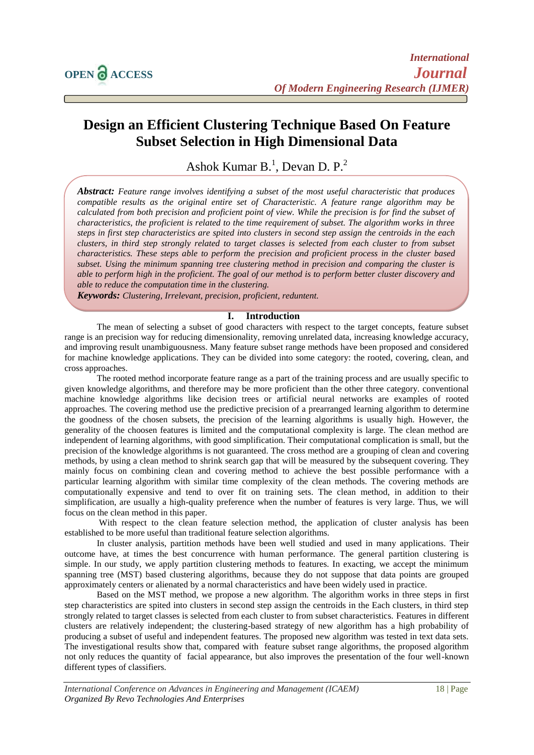# Design an Efficient Clustering Technique Based On Feature Subset Selection in High Dimensional Data

Ashok Kumar B.[1], Devan D. P.[2]

***Abstract:*** *Feature range involves identifying a subset of the most useful characteristic that produces compatible results as the original entire set of Characteristic. A feature range algorithm may be calculated from both precision and proficient point of view. While the precision is for find the subset of characteristics, the proficient is related to the time requirement of subset. The algorithm works in three steps in first step characteristics are spited into clusters in second step assign the centroids in the each clusters, in third step strongly related to target classes is selected from each cluster to from subset characteristics. These steps able to perform the precision and proficient process in the cluster based subset. Using the minimum spanning tree clustering method in precision and comparing the cluster is able to perform high in the proficient. The goal of our method is to perform better cluster discovery and able to reduce the computation time in the clustering.*

***Keywords:*** *Clustering, Irrelevant, precision, proficient, reduntent.*

## I. Introduction

The mean of selecting a subset of good characters with respect to the target concepts, feature subset range is an precision way for reducing dimensionality, removing unrelated data, increasing knowledge accuracy, and improving result unambiguousness. Many feature subset range methods have been proposed and considered for machine knowledge applications. They can be divided into some category: the rooted, covering, clean, and cross approaches.

The rooted method incorporate feature range as a part of the training process and are usually specific to given knowledge algorithms, and therefore may be more proficient than the other three category. conventional machine knowledge algorithms like decision trees or artificial neural networks are examples of rooted approaches. The covering method use the predictive precision of a prearranged learning algorithm to determine the goodness of the chosen subsets, the precision of the learning algorithms is usually high. However, the generality of the choosen features is limited and the computational complexity is large. The clean method are independent of learning algorithms, with good simplification. Their computational complication is small, but the precision of the knowledge algorithms is not guaranteed. The cross method are a grouping of clean and covering methods, by using a clean method to shrink search gap that will be measured by the subsequent covering. They mainly focus on combining clean and covering method to achieve the best possible performance with a particular learning algorithm with similar time complexity of the clean methods. The covering methods are computationally expensive and tend to over fit on training sets. The clean method, in addition to their simplification, are usually a high-quality preference when the number of features is very large. Thus, we will focus on the clean method in this paper.

With respect to the clean feature selection method, the application of cluster analysis has been established to be more useful than traditional feature selection algorithms.

In cluster analysis, partition methods have been well studied and used in many applications. Their outcome have, at times the best concurrence with human performance. The general partition clustering is simple. In our study, we apply partition clustering methods to features. In exacting, we accept the minimum spanning tree (MST) based clustering algorithms, because they do not suppose that data points are grouped approximately centers or alienated by a normal characteristics and have been widely used in practice.

Based on the MST method, we propose a new algorithm. The algorithm works in three steps in first step characteristics are spited into clusters in second step assign the centroids in the Each clusters, in third step strongly related to target classes is selected from each cluster to from subset characteristics. Features in different clusters are relatively independent; the clustering-based strategy of new algorithm has a high probability of producing a subset of useful and independent features. The proposed new algorithm was tested in text data sets. The investigational results show that, compared with feature subset range algorithms, the proposed algorithm not only reduces the quantity of facial appearance, but also improves the presentation of the four well-known different types of classifiers.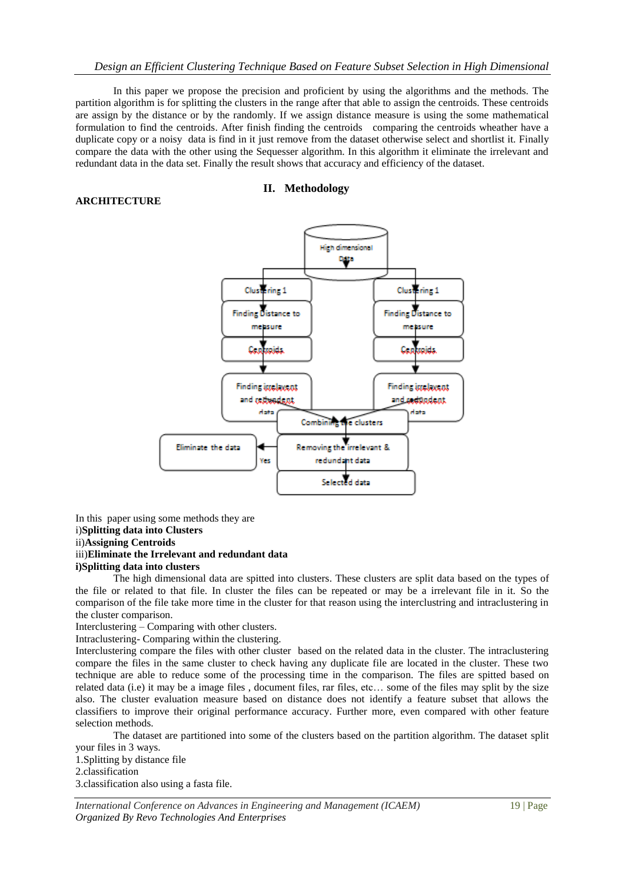In this paper we propose the precision and proficient by using the algorithms and the methods. The partition algorithm is for splitting the clusters in the range after that able to assign the centroids. These centroids are assign by the distance or by the randomly. If we assign distance measure is using the some mathematical formulation to find the centroids. After finish finding the centroids comparing the centroids wheather have a duplicate copy or a noisy data is find in it just remove from the dataset otherwise select and shortlist it. Finally compare the data with the other using the Sequesser algorithm. In this algorithm it eliminate the irrelevant and redundant data in the data set. Finally the result shows that accuracy and efficiency of the dataset.

## II. Methodology

**ARCHITECTURE**

In this paper using some methods they are

i)**Splitting data into Clusters**

ii)**Assigning Centroids**

iii)**Eliminate the Irrelevant and redundant data**

**i)Splitting data into clusters**

The high dimensional data are spitted into clusters. These clusters are split data based on the types of the file or related to that file. In cluster the files can be repeated or may be a irrelevant file in it. So the comparison of the file take more time in the cluster for that reason using the interclustring and intraclustering in the cluster comparison.

Interclustering – Comparing with other clusters.

Intraclustering- Comparing within the clustering.

Interclustering compare the files with other cluster based on the related data in the cluster. The intraclustering compare the files in the same cluster to check having any duplicate file are located in the cluster. These two technique are able to reduce some of the processing time in the comparison. The files are spitted based on related data (i.e) it may be a image files , document files, rar files, etc… some of the files may split by the size also. The cluster evaluation measure based on distance does not identify a feature subset that allows the classifiers to improve their original performance accuracy. Further more, even compared with other feature selection methods.

The dataset are partitioned into some of the clusters based on the partition algorithm. The dataset split your files in 3 ways.

1.Splitting by distance file

2.classification

3.classification also using a fasta file.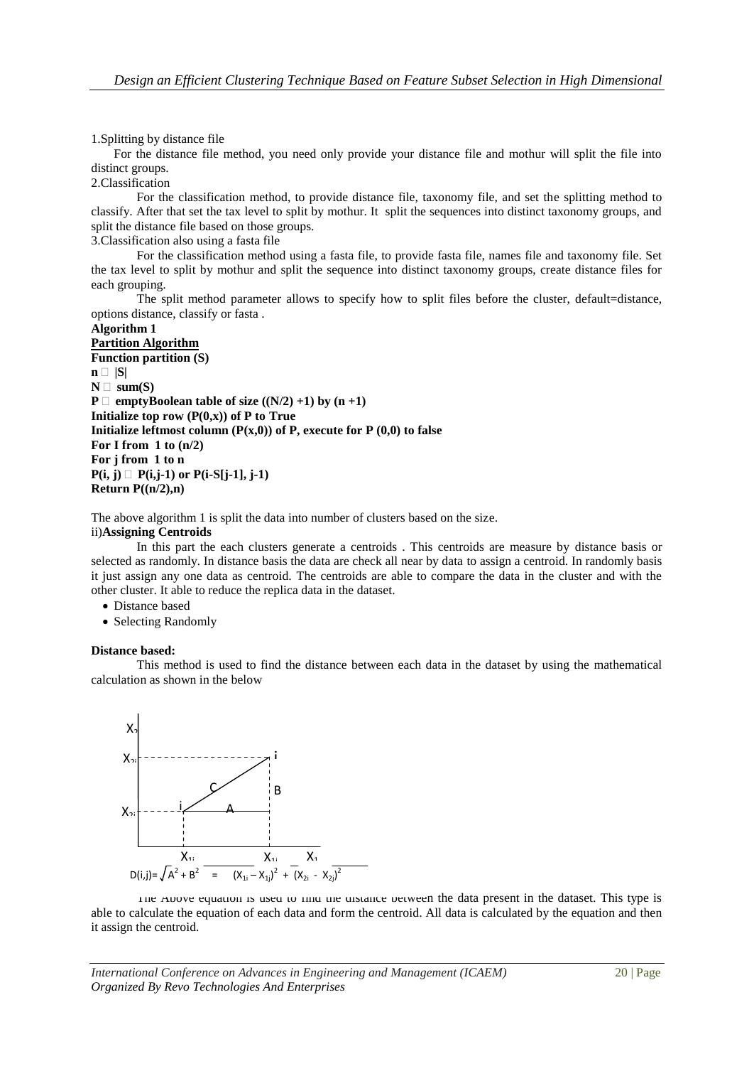1.Splitting by distance file

For the distance file method, you need only provide your distance file and mothur will split the file into distinct groups.

2.Classification

For the classification method, to provide distance file, taxonomy file, and set the splitting method to classify. After that set the tax level to split by mothur. It split the sequences into distinct taxonomy groups, and split the distance file based on those groups.

3.Classification also using a fasta file

For the classification method using a fasta file, to provide fasta file, names file and taxonomy file. Set the tax level to split by mothur and split the sequence into distinct taxonomy groups, create distance files for each grouping.

The split method parameter allows to specify how to split files before the cluster, default=distance, options distance, classify or fasta .

**Algorithm 1**

**Partition Algorithm**

**Function partition (S)**

**n  |S|**

**N  sum(S)**

**P  emptyBoolean table of size ((N/2) +1) by (n +1)**

**Initialize top row (P(0,x)) of P to True**

**Initialize leftmost column (P(x,0)) of P, execute for P (0,0) to false**

**For I from 1 to (n/2)**

**For j from 1 to n**

**P(i, j)  P(i,j-1) or P(i-S[j-1], j-1)**

**Return P((n/2),n)**

The above algorithm 1 is split the data into number of clusters based on the size.

ii)**Assigning Centroids**

In this part the each clusters generate a centroids . This centroids are measure by distance basis or selected as randomly. In distance basis the data are check all near by data to assign a centroid. In randomly basis it just assign any one data as centroid. The centroids are able to compare the data in the cluster and with the other cluster. It able to reduce the replica data in the dataset.

- Distance based
- Selecting Randomly

**Distance based:**

This method is used to find the distance between each data in the dataset by using the mathematical calculation as shown in the below

$$D(i,j) = \sqrt{A^2 + B^2} = \sqrt{(X_{1i} - X_{1j})^2 + (X_{2i} - X_{2j})^2}$$

The Above equation is used to find the distance between the data present in the dataset. This type is able to calculate the equation of each data and form the centroid. All data is calculated by the equation and then it assign the centroid.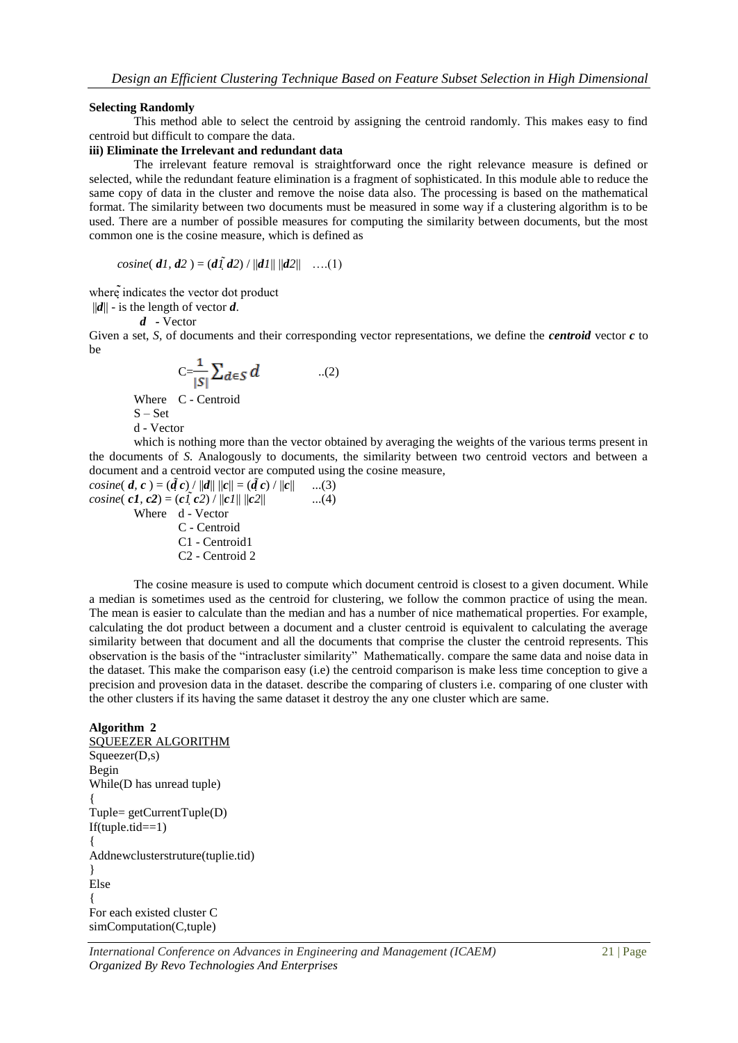**Selecting Randomly**

This method able to select the centroid by assigning the centroid randomly. This makes easy to find centroid but difficult to compare the data.

**iii) Eliminate the Irrelevant and redundant data**

The irrelevant feature removal is straightforward once the right relevance measure is defined or selected, while the redundant feature elimination is a fragment of sophisticated. In this module able to reduce the same copy of data in the cluster and remove the noise data also. The processing is based on the mathematical format. The similarity between two documents must be measured in some way if a clustering algorithm is to be used. There are a number of possible measures for computing the similarity between documents, but the most common one is the cosine measure, which is defined as

$$cosine(\boldsymbol{d1}, \boldsymbol{d2}) = (\boldsymbol{d1} \tilde{.} \boldsymbol{d2}) / \|\boldsymbol{d1}\| \, \|\boldsymbol{d2}\| \quad \ldots(1)$$

where $\tilde{.}$ indicates the vector dot product

$\|\boldsymbol{d}\|$ - is the length of vector $\boldsymbol{d}$.

$\boldsymbol{d}$ - Vector

Given a set, *S*, of documents and their corresponding vector representations, we define the ***centroid*** vector ***c*** to be

$$C = \frac{1}{|S|} \sum_{d \in S} d \qquad ..(2)$$

Where C - Centroid

S – Set

d - Vector

which is nothing more than the vector obtained by averaging the weights of the various terms present in the documents of *S.* Analogously to documents, the similarity between two centroid vectors and between a document and a centroid vector are computed using the cosine measure,

$$cosine(\boldsymbol{d}, \boldsymbol{c}) = (\boldsymbol{d} \tilde{.} \boldsymbol{c}) / \|\boldsymbol{d}\| \, \|\boldsymbol{c}\| = (\boldsymbol{d} \tilde{.} \boldsymbol{c}) / \|\boldsymbol{c}\| \quad \ldots(3)$$

$$cosine(\boldsymbol{c1}, \boldsymbol{c2}) = (\boldsymbol{c1} \tilde{.} \boldsymbol{c2}) / \|\boldsymbol{c1}\| \, \|\boldsymbol{c2}\| \quad \ldots(4)$$

Where d - Vector

C - Centroid

C1 - Centroid1

C2 - Centroid 2

The cosine measure is used to compute which document centroid is closest to a given document. While a median is sometimes used as the centroid for clustering, we follow the common practice of using the mean. The mean is easier to calculate than the median and has a number of nice mathematical properties. For example, calculating the dot product between a document and a cluster centroid is equivalent to calculating the average similarity between that document and all the documents that comprise the cluster the centroid represents. This observation is the basis of the "intracluster similarity" Mathematically. compare the same data and noise data in the dataset. This make the comparison easy (i.e) the centroid comparison is make less time conception to give a precision and provesion data in the dataset. describe the comparing of clusters i.e. comparing of one cluster with the other clusters if its having the same dataset it destroy the any one cluster which are same.

**Algorithm 2**

<u>SQUEEZER ALGORITHM</u>

```
Squeezer(D,s)
Begin
While(D has unread tuple)
{
Tuple= getCurrentTuple(D)
If(tuple.tid==1)
{
Addnewclusterstruture(tuplie.tid)
}
Else
{
For each existed cluster C
simComputation(C,tuple)
```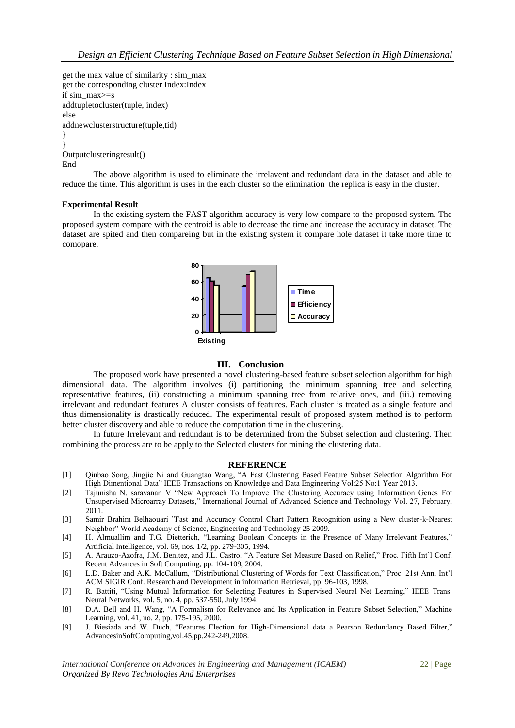```
get the max value of similarity : sim_max
get the corresponding cluster Index:Index
if sim_max>=s
addtupletocluster(tuple, index)
else
addnewclusterstructure(tuple,tid)
}
}
Outputclusteringresult()
End
```

The above algorithm is used to eliminate the irrelavent and redundant data in the dataset and able to reduce the time. This algorithm is uses in the each cluster so the elimination the replica is easy in the cluster.

**Experimental Result**

In the existing system the FAST algorithm accuracy is very low compare to the proposed system. The proposed system compare with the centroid is able to decrease the time and increase the accuracy in dataset. The dataset are spited and then compareing but in the existing system it compare hole dataset it take more time to comopare.

80
60
40
20
0
Existing
Time
Efficiency
Accuracy

## III. Conclusion

The proposed work have presented a novel clustering-based feature subset selection algorithm for high dimensional data. The algorithm involves (i) partitioning the minimum spanning tree and selecting representative features, (ii) constructing a minimum spanning tree from relative ones, and (iii.) removing irrelevant and redundant features A cluster consists of features. Each cluster is treated as a single feature and thus dimensionality is drastically reduced. The experimental result of proposed system method is to perform better cluster discovery and able to reduce the computation time in the clustering.

In future Irrelevant and redundant is to be determined from the Subset selection and clustering. Then combining the process are to be apply to the Selected clusters for mining the clustering data.

## REFERENCE

[1] Qinbao Song, Jingjie Ni and Guangtao Wang, "A Fast Clustering Based Feature Subset Selection Algorithm For High Dimentional Data" IEEE Transactions on Knowledge and Data Engineering Vol:25 No:1 Year 2013.

[2] Tajunisha N, saravanan V "New Approach To Improve The Clustering Accuracy using Information Genes For Unsupervised Microarray Datasets," International Journal of Advanced Science and Technology Vol. 27, February, 2011.

[3] Samir Brahim Belhaouari "Fast and Accuracy Control Chart Pattern Recognition using a New cluster-k-Nearest Neighbor" World Academy of Science, Engineering and Technology 25 2009.

[4] H. Almuallim and T.G. Dietterich, "Learning Boolean Concepts in the Presence of Many Irrelevant Features," Artificial Intelligence, vol. 69, nos. 1/2, pp. 279-305, 1994.

[5] A. Arauzo-Azofra, J.M. Benitez, and J.L. Castro, "A Feature Set Measure Based on Relief," Proc. Fifth Int'l Conf. Recent Advances in Soft Computing, pp. 104-109, 2004.

[6] L.D. Baker and A.K. McCallum, "Distributional Clustering of Words for Text Classification," Proc. 21st Ann. Int'l ACM SIGIR Conf. Research and Development in information Retrieval, pp. 96-103, 1998.

[7] R. Battiti, "Using Mutual Information for Selecting Features in Supervised Neural Net Learning," IEEE Trans. Neural Networks, vol. 5, no. 4, pp. 537-550, July 1994.

[8] D.A. Bell and H. Wang, "A Formalism for Relevance and Its Application in Feature Subset Selection," Machine Learning, vol. 41, no. 2, pp. 175-195, 2000.

[9] J. Biesiada and W. Duch, "Features Election for High-Dimensional data a Pearson Redundancy Based Filter," AdvancesinSoftComputing,vol.45,pp.242-249,2008.